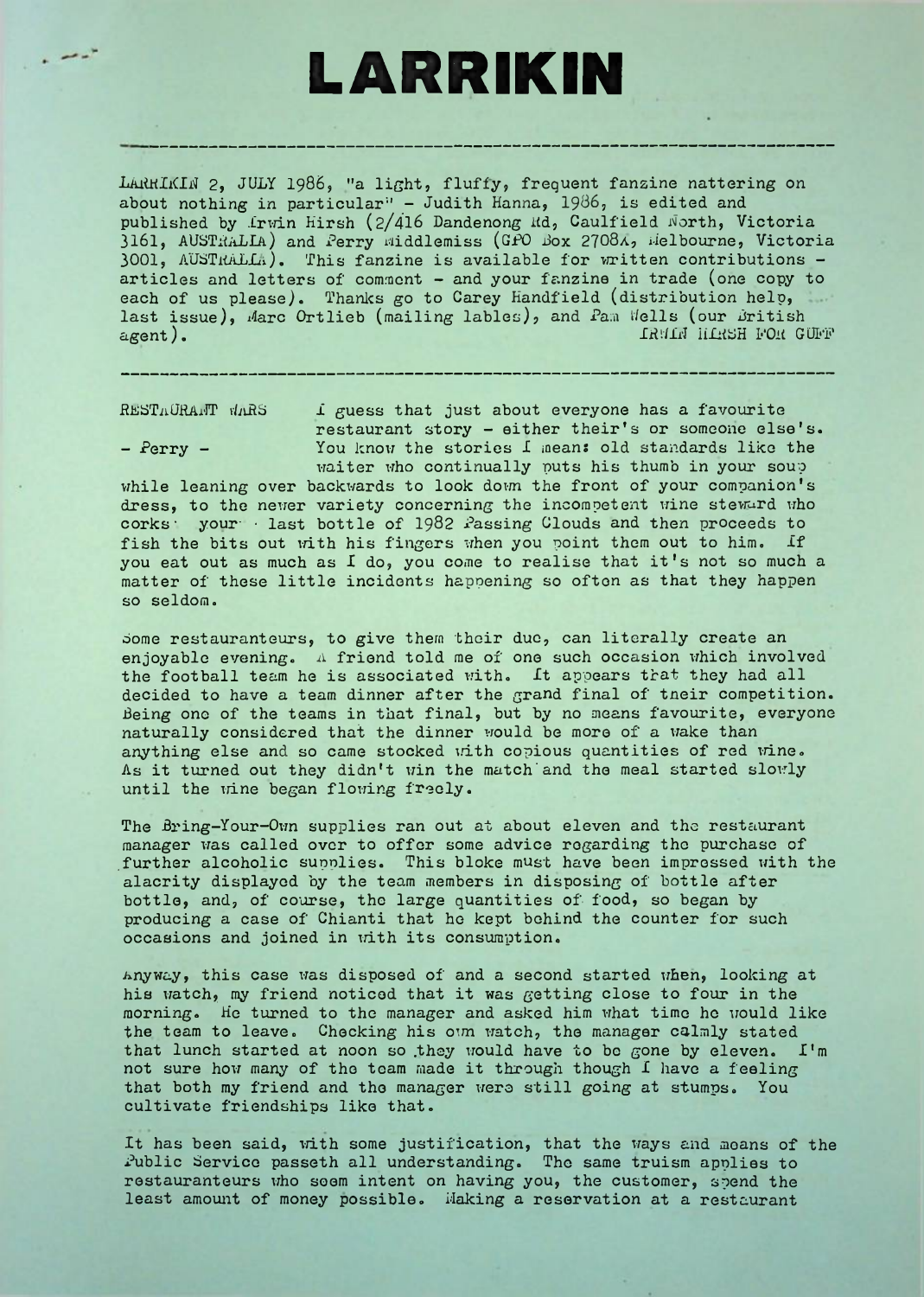# LARRIKIN

---

LARRIKIN 2, JULY 1986, "a light, fluffy, frequent fanzine nattering on about nothing in particular" - Judith Hanna, 1986, is edited and published by Irwin Hirsh (2/416 Dandenong Rd, Caulfield North, Victoria 3161, AUSTRALIA) and Perry Middlemiss (GPO Box 2708X, Melbourne, Victoria 3001, AUSTRALIA). This fanzine is available for written contributions - articles and letters of comment - and your fanzine in trade (one copy to each of us please). Thanks go to Carey Handfield (distribution help, last issue), Marc Ortlieb (mailing lables), and Pam Wells (our British agent). IRWIN HIRSH FOR GUFF

---

RESTAURANT WARS

- Perry -

I guess that just about everyone has a favourite restaurant story - either their's or someone else's. You know the stories I mean: old standards like the waiter who continually puts his thumb in your soup while leaning over backwards to look down the front of your companion's dress, to the newer variety concerning the incompetent wine steward who corks your last bottle of 1982 Passing Clouds and then proceeds to fish the bits out with his fingers when you point them out to him. If you eat out as much as I do, you come to realise that it's not so much a matter of these little incidents happening so often as that they happen so seldom.

Some restauranteurs, to give them their due, can literally create an enjoyable evening. A friend told me of one such occasion which involved the football team he is associated with. It appears that they had all decided to have a team dinner after the grand final of their competition. Being one of the teams in that final, but by no means favourite, everyone naturally considered that the dinner would be more of a wake than anything else and so came stocked with copious quantities of red wine. As it turned out they didn't win the match and the meal started slowly until the wine began flowing freely.

The Bring-Your-Own supplies ran out at about eleven and the restaurant manager was called over to offer some advice regarding the purchase of further alcoholic supplies. This bloke must have been impressed with the alacrity displayed by the team members in disposing of bottle after bottle, and, of course, the large quantities of food, so began by producing a case of Chianti that he kept behind the counter for such occasions and joined in with its consumption.

Anyway, this case was disposed of and a second started when, looking at his watch, my friend noticed that it was getting close to four in the morning. He turned to the manager and asked him what time he would like the team to leave. Checking his own watch, the manager calmly stated that lunch started at noon so they would have to be gone by eleven. I'm not sure how many of the team made it through though I have a feeling that both my friend and the manager were still going at stumps. You cultivate friendships like that.

It has been said, with some justification, that the ways and means of the Public Service passeth all understanding. The same truism applies to restauranteurs who seem intent on having you, the customer, spend the least amount of money possible. Making a reservation at a restaurant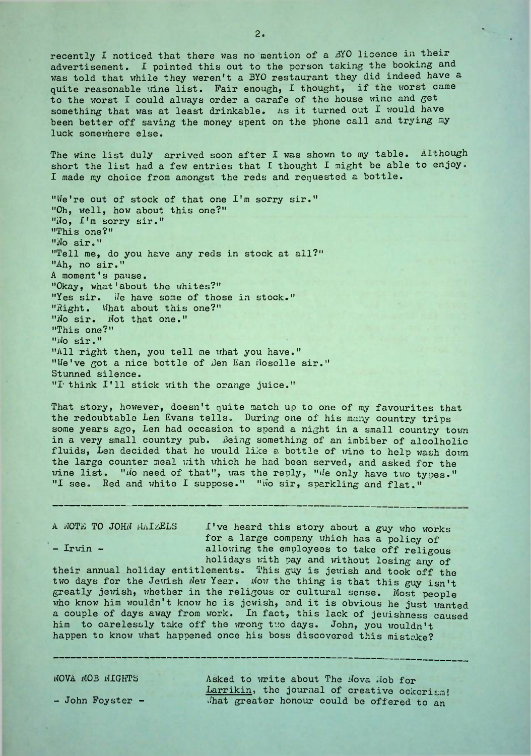recently I noticed that there was no mention of a BYO licence in their advertisement. I pointed this out to the person taking the booking and was told that while they weren't a BYO restaurant they did indeed have a quite reasonable wine list. Fair enough, I thought, if the worst came to the worst I could always order a carafe of the house wine and get something that was at least drinkable. As it turned out I would have been better off saving the money spent on the phone call and trying my luck somewhere else.

The wine list duly arrived soon after I was shown to my table. Although short the list had a few entries that I thought I might be able to enjoy. I made my choice from amongst the reds and requested a bottle.

"We're out of stock of that one I'm sorry sir."
"Oh, well, how about this one?"
"No, I'm sorry sir."
"This one?"
"No sir."
"Tell me, do you have any reds in stock at all?"
"Ah, no sir."
A moment's pause.
"Okay, what about the whites?"
"Yes sir. We have some of those in stock."
"Right. What about this one?"
"No sir. Not that one."
"This one?"
"No sir."
"All right then, you tell me what you have."
"We've got a nice bottle of Ben Ean Moselle sir."
Stunned silence.
"I think I'll stick with the orange juice."

That story, however, doesn't quite match up to one of my favourites that the redoubtable Len Evans tells. During one of his many country trips some years ago, Len had occasion to spend a night in a small country town in a very small country pub. Being something of an imbiber of alcoholic fluids, Len decided that he would like a bottle of wine to help wash down the large counter meal with which he had been served, and asked for the wine list. "No need of that", was the reply, "We only have two types." "I see. Red and white I suppose." "No sir, sparkling and flat."

---

A NOTE TO JOHN MAIZELS

– Irwin –

I've heard this story about a guy who works for a large company which has a policy of allowing the employees to take off religous holidays with pay and without losing any of their annual holiday entitlements. This guy is jewish and took off the two days for the Jewish New Year. Now the thing is that this guy isn't greatly jewish, whether in the religous or cultural sense. Most people who know him wouldn't know he is jewish, and it is obvious he just wanted a couple of days away from work. In fact, this lack of jewishness caused him to carelessly take off the wrong two days. John, you wouldn't happen to know what happened once his boss discovered this mistake?

---

NOVA MOB NIGHTS

– John Foyster –

Asked to write about The Nova Mob for *Larrikin*, the journal of creative ockerism! What greater honour could be offered to an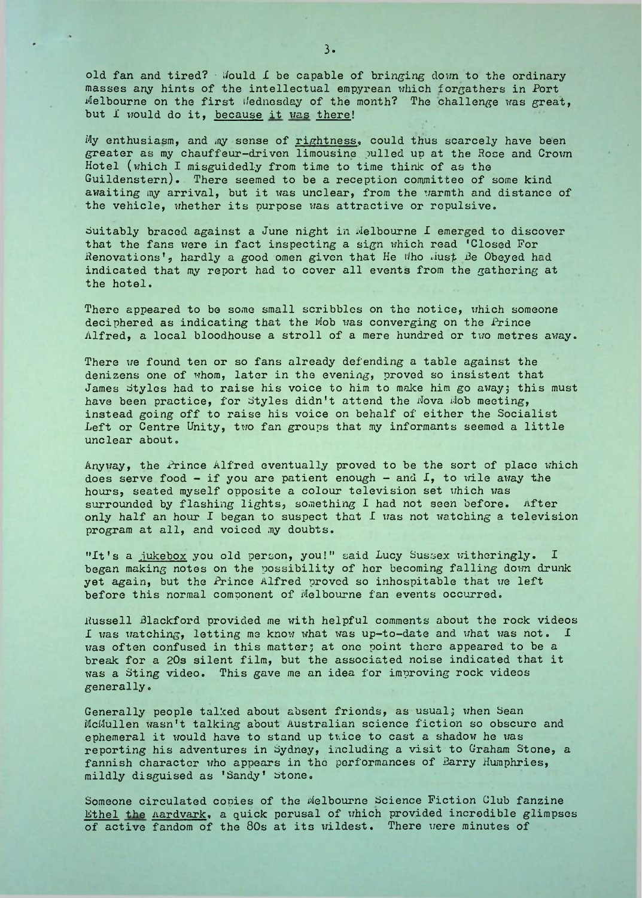old fan and tired? Would I be capable of bringing down to the ordinary masses any hints of the intellectual empyrean which forgathers in Port Melbourne on the first Wednesday of the month? The challenge was great, but I would do it, because it was there!

My enthusiasm, and my sense of rightness, could thus scarcely have been greater as my chauffeur-driven limousine pulled up at the Rose and Crown Hotel (which I misguidedly from time to time think of as the Guildenstern). There seemed to be a reception committee of some kind awaiting my arrival, but it was unclear, from the warmth and distance of the vehicle, whether its purpose was attractive or repulsive.

Suitably braced against a June night in Melbourne I emerged to discover that the fans were in fact inspecting a sign which read 'Closed For Renovations', hardly a good omen given that He Who Must Be Obeyed had indicated that my report had to cover all events from the gathering at the hotel.

There appeared to be some small scribbles on the notice, which someone deciphered as indicating that the Mob was converging on the Prince Alfred, a local bloodhouse a stroll of a mere hundred or two metres away.

There we found ten or so fans already defending a table against the denizens one of whom, later in the evening, proved so insistent that James Styles had to raise his voice to him to make him go away; this must have been practice, for Styles didn't attend the Nova Mob meeting, instead going off to raise his voice on behalf of either the Socialist Left or Centre Unity, two fan groups that my informants seemed a little unclear about.

Anyway, the Prince Alfred eventually proved to be the sort of place which does serve food - if you are patient enough - and I, to wile away the hours, seated myself opposite a colour television set which was surrounded by flashing lights, something I had not seen before. After only half an hour I began to suspect that I was not watching a television program at all, and voiced my doubts.

"It's a jukebox you old person, you!" said Lucy Sussex witheringly. I began making notes on the possibility of her becoming falling down drunk yet again, but the Prince Alfred proved so inhospitable that we left before this normal component of Melbourne fan events occurred.

Russell Blackford provided me with helpful comments about the rock videos I was watching, letting me know what was up-to-date and what was not. I was often confused in this matter; at one point there appeared to be a break for a 20s silent film, but the associated noise indicated that it was a Sting video. This gave me an idea for improving rock videos generally.

Generally people talked about absent friends, as usual; when Sean McMullen wasn't talking about Australian science fiction so obscure and ephemeral it would have to stand up twice to cast a shadow he was reporting his adventures in Sydney, including a visit to Graham Stone, a fannish character who appears in the performances of Barry Humphries, mildly disguised as 'Sandy' Stone.

Someone circulated copies of the Melbourne Science Fiction Club fanzine Ethel the Aardvark, a quick perusal of which provided incredible glimpses of active fandom of the 80s at its wildest. There were minutes of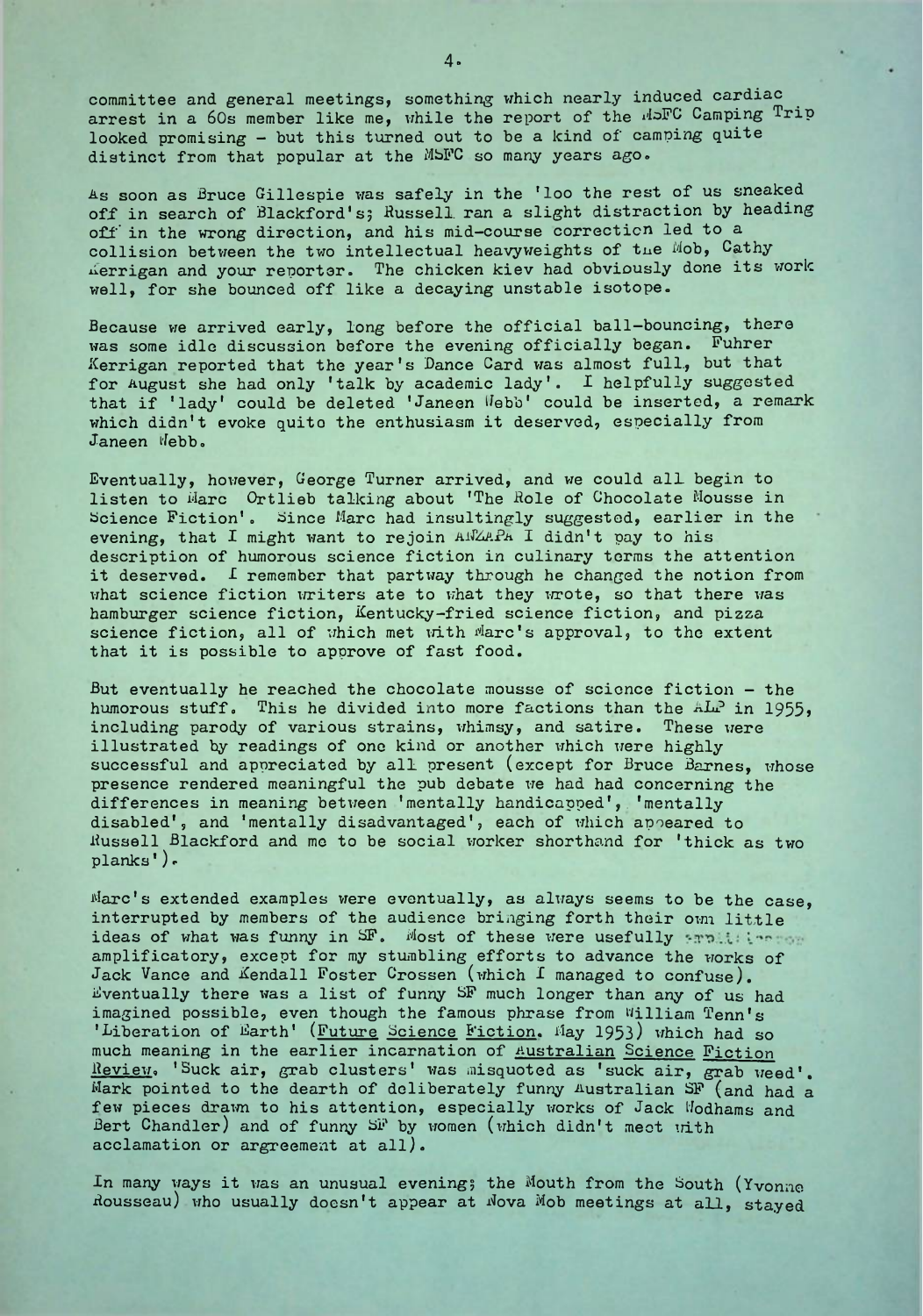committee and general meetings, something which nearly induced cardiac arrest in a 60s member like me, while the report of the MSFC Camping Trip looked promising - but this turned out to be a kind of camping quite distinct from that popular at the MSFC so many years ago.

As soon as Bruce Gillespie was safely in the 'loo the rest of us sneaked off in search of Blackford's; Russell ran a slight distraction by heading off in the wrong direction, and his mid-course correction led to a collision between the two intellectual heavyweights of the Mob, Cathy Kerrigan and your reporter. The chicken kiev had obviously done its work well, for she bounced off like a decaying unstable isotope.

Because we arrived early, long before the official ball-bouncing, there was some idle discussion before the evening officially began. Fuhrer Kerrigan reported that the year's Dance Card was almost full, but that for August she had only 'talk by academic lady'. I helpfully suggested that if 'lady' could be deleted 'Janeen Webb' could be inserted, a remark which didn't evoke quite the enthusiasm it deserved, especially from Janeen Webb.

Eventually, however, George Turner arrived, and we could all begin to listen to Marc Ortlieb talking about 'The Role of Chocolate Mousse in Science Fiction'. Since Marc had insultingly suggested, earlier in the evening, that I might want to rejoin ANZAPA I didn't pay to his description of humorous science fiction in culinary terms the attention it deserved. I remember that partway through he changed the notion from what science fiction writers ate to what they wrote, so that there was hamburger science fiction, Kentucky-fried science fiction, and pizza science fiction, all of which met with Marc's approval, to the extent that it is possible to approve of fast food.

But eventually he reached the chocolate mousse of science fiction - the humorous stuff. This he divided into more factions than the ALP in 1955, including parody of various strains, whimsy, and satire. These were illustrated by readings of one kind or another which were highly successful and appreciated by all present (except for Bruce Barnes, whose presence rendered meaningful the pub debate we had had concerning the differences in meaning between 'mentally handicapped', 'mentally disabled', and 'mentally disadvantaged', each of which appeared to Russell Blackford and me to be social worker shorthand for 'thick as two planks').

Marc's extended examples were eventually, as always seems to be the case, interrupted by members of the audience bringing forth their own little ideas of what was funny in SF. Most of these were usefully amplificatory, except for my stumbling efforts to advance the works of Jack Vance and Kendall Foster Crossen (which I managed to confuse). Eventually there was a list of funny SF much longer than any of us had imagined possible, even though the famous phrase from William Tenn's 'Liberation of Earth' (Future Science Fiction, May 1953) which had so much meaning in the earlier incarnation of Australian Science Fiction Review, 'Suck air, grab clusters' was misquoted as 'suck air, grab weed'. Mark pointed to the dearth of deliberately funny Australian SF (and had a few pieces drawn to his attention, especially works of Jack Wodhams and Bert Chandler) and of funny SF by women (which didn't meet with acclamation or argreement at all).

In many ways it was an unusual evening; the Mouth from the South (Yvonne Rousseau) who usually doesn't appear at Nova Mob meetings at all, stayed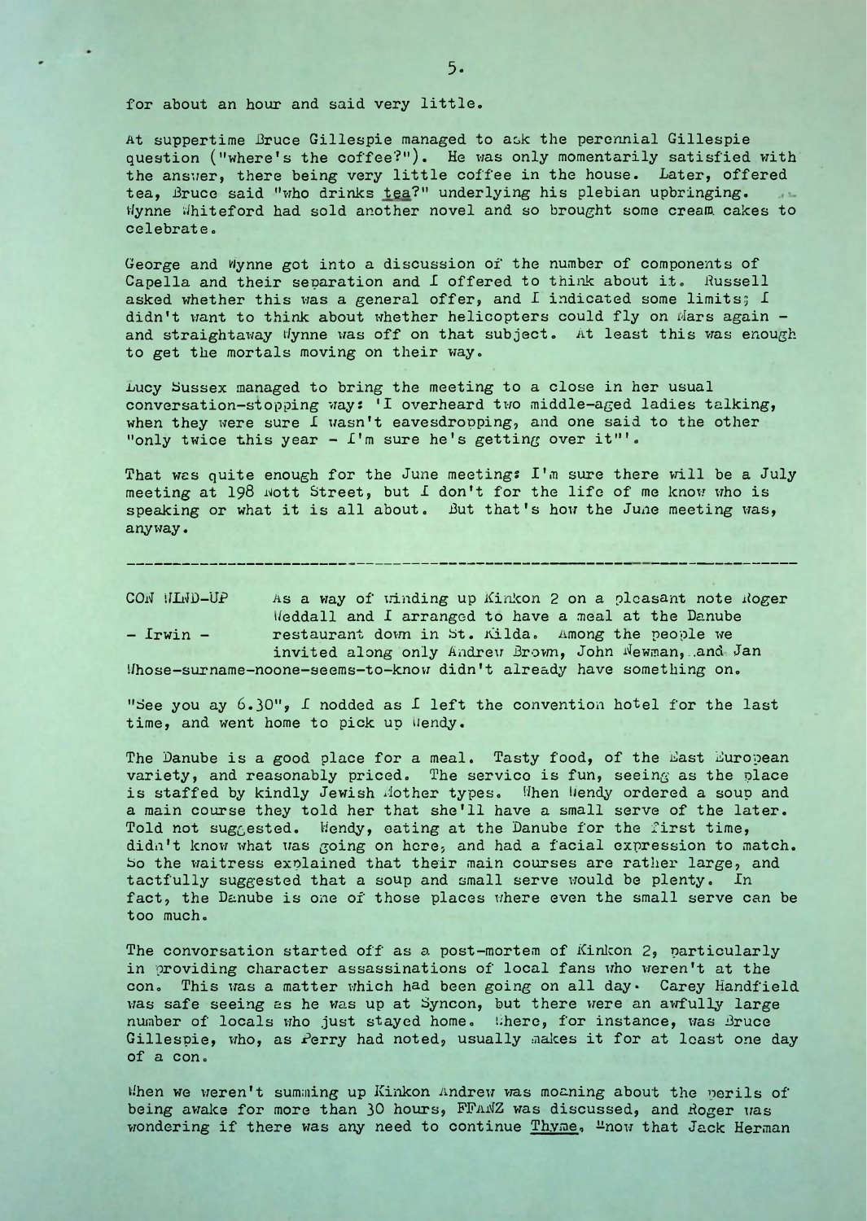for about an hour and said very little.

At suppertime Bruce Gillespie managed to ask the perennial Gillespie question ("where's the coffee?"). He was only momentarily satisfied with the answer, there being very little coffee in the house. Later, offered tea, Bruce said "who drinks tea?" underlying his plebian upbringing. Wynne Whiteford had sold another novel and so brought some cream cakes to celebrate.

George and Wynne got into a discussion of the number of components of Capella and their separation and I offered to think about it. Russell asked whether this was a general offer, and I indicated some limits; I didn't want to think about whether helicopters could fly on Mars again - and straightaway Wynne was off on that subject. At least this was enough to get the mortals moving on their way.

Lucy Sussex managed to bring the meeting to a close in her usual conversation-stopping way: 'I overheard two middle-aged ladies talking, when they were sure I wasn't eavesdropping, and one said to the other "only twice this year - I'm sure he's getting over it"'.

That was quite enough for the June meeting: I'm sure there will be a July meeting at 198 Nott Street, but I don't for the life of me know who is speaking or what it is all about. But that's how the June meeting was, anyway.

---

CON WIND-UP - Irwin - As a way of winding up Kinkon 2 on a pleasant note Roger Weddall and I arranged to have a meal at the Danube restaurant down in St. Kilda. Among the people we invited along only Andrew Brown, John Newman, and Jan Whose-surname-noone-seems-to-know didn't already have something on.

"See you ay 6.30", I nodded as I left the convention hotel for the last time, and went home to pick up Wendy.

The Danube is a good place for a meal. Tasty food, of the East European variety, and reasonably priced. The servico is fun, seeing as the place is staffed by kindly Jewish Mother types. When Wendy ordered a soup and a main course they told her that she'll have a small serve of the later. Told not suggested. Wendy, eating at the Danube for the first time, didn't know what was going on here, and had a facial expression to match. So the waitress explained that their main courses are rather large, and tactfully suggested that a soup and small serve would be plenty. In fact, the Danube is one of those places where even the small serve can be too much.

The conversation started off as a post-mortem of Kinkon 2, particularly in providing character assassinations of local fans who weren't at the con. This was a matter which had been going on all day. Carey Handfield was safe seeing as he was up at Syncon, but there were an awfully large number of locals who just stayed home. Where, for instance, was Bruce Gillespie, who, as Perry had noted, usually makes it for at least one day of a con.

When we weren't summing up Kinkon Andrew was moaning about the perils of being awake for more than 30 hours, FFANZ was discussed, and Roger was wondering if there was any need to continue Thyme, now that Jack Herman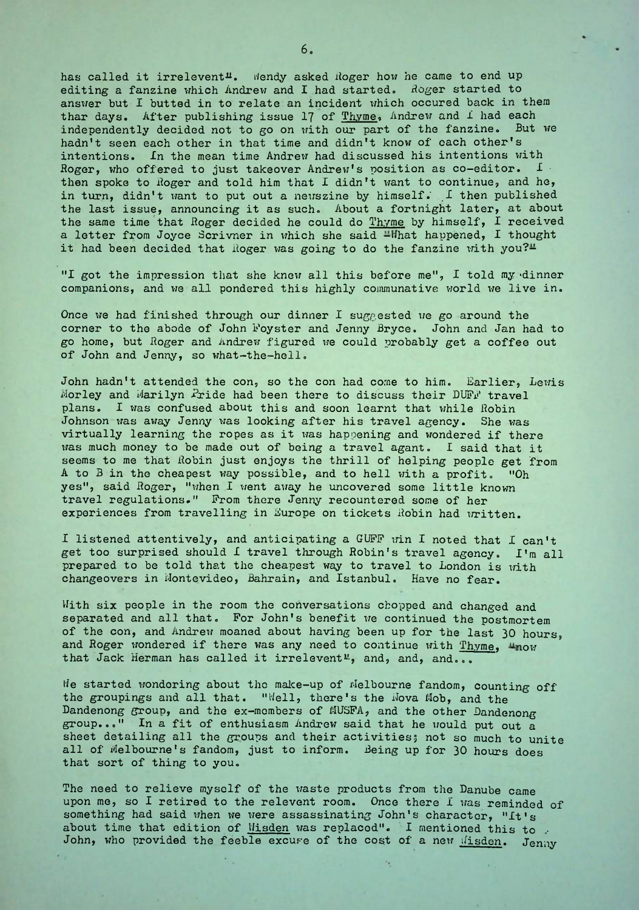has called it irrelevent". Wendy asked Roger how he came to end up editing a fanzine which Andrew and I had started. Roger started to answer but I butted in to relate an incident which occured back in them thar days. After publishing issue 17 of Thyme, Andrew and I had each independently decided not to go on with our part of the fanzine. But we hadn't seen each other in that time and didn't know of each other's intentions. In the mean time Andrew had discussed his intentions with Roger, who offered to just takeover Andrew's position as co-editor. I then spoke to Roger and told him that I didn't want to continue, and he, in turn, didn't want to put out a newszine by himself. I then published the last issue, announcing it as such. About a fortnight later, at about the same time that Roger decided he could do Thyme by himself, I received a letter from Joyce Scrivner in which she said "What happened, I thought it had been decided that Roger was going to do the fanzine with you?"

"I got the impression that she knew all this before me", I told my dinner companions, and we all pondered this highly communative world we live in.

Once we had finished through our dinner I suggested we go around the corner to the abode of John Foyster and Jenny Bryce. John and Jan had to go home, but Roger and Andrew figured we could probably get a coffee out of John and Jenny, so what-the-hell.

John hadn't attended the con, so the con had come to him. Earlier, Lewis Morley and Marilyn Pride had been there to discuss their DUFF travel plans. I was confused about this and soon learnt that while Robin Johnson was away Jenny was looking after his travel agency. She was virtually learning the ropes as it was happening and wondered if there was much money to be made out of being a travel agant. I said that it seems to me that Robin just enjoys the thrill of helping people get from A to B in the cheapest way possible, and to hell with a profit. "Oh yes", said Roger, "when I went away he uncovered some little known travel regulations." From there Jenny recountered some of her experiences from travelling in Europe on tickets Robin had written.

I listened attentively, and anticipating a GUFF win I noted that I can't get too surprised should I travel through Robin's travel agency. I'm all prepared to be told that the cheapest way to travel to London is with changeovers in Montevideo, Bahrain, and Istanbul. Have no fear.

With six people in the room the conversations chopped and changed and separated and all that. For John's benefit we continued the postmortem of the con, and Andrew moaned about having been up for the last 30 hours, and Roger wondered if there was any need to continue with Thyme, "now that Jack Herman has called it irrelevent", and, and, and...

We started wondering about the make-up of Melbourne fandom, counting off the groupings and all that. "Well, there's the Nova Mob, and the Dandenong group, and the ex-members of MUSFA, and the other Dandenong group..." In a fit of enthusiasm Andrew said that he would put out a sheet detailing all the groups and their activities; not so much to unite all of Melbourne's fandom, just to inform. Being up for 30 hours does that sort of thing to you.

The need to relieve myself of the waste products from the Danube came upon me, so I retired to the relevent room. Once there I was reminded of something had said when we were assassinating John's character, "It's about time that edition of Wisden was replaced". I mentioned this to John, who provided the feeble excuse of the cost of a new Wisden. Jenny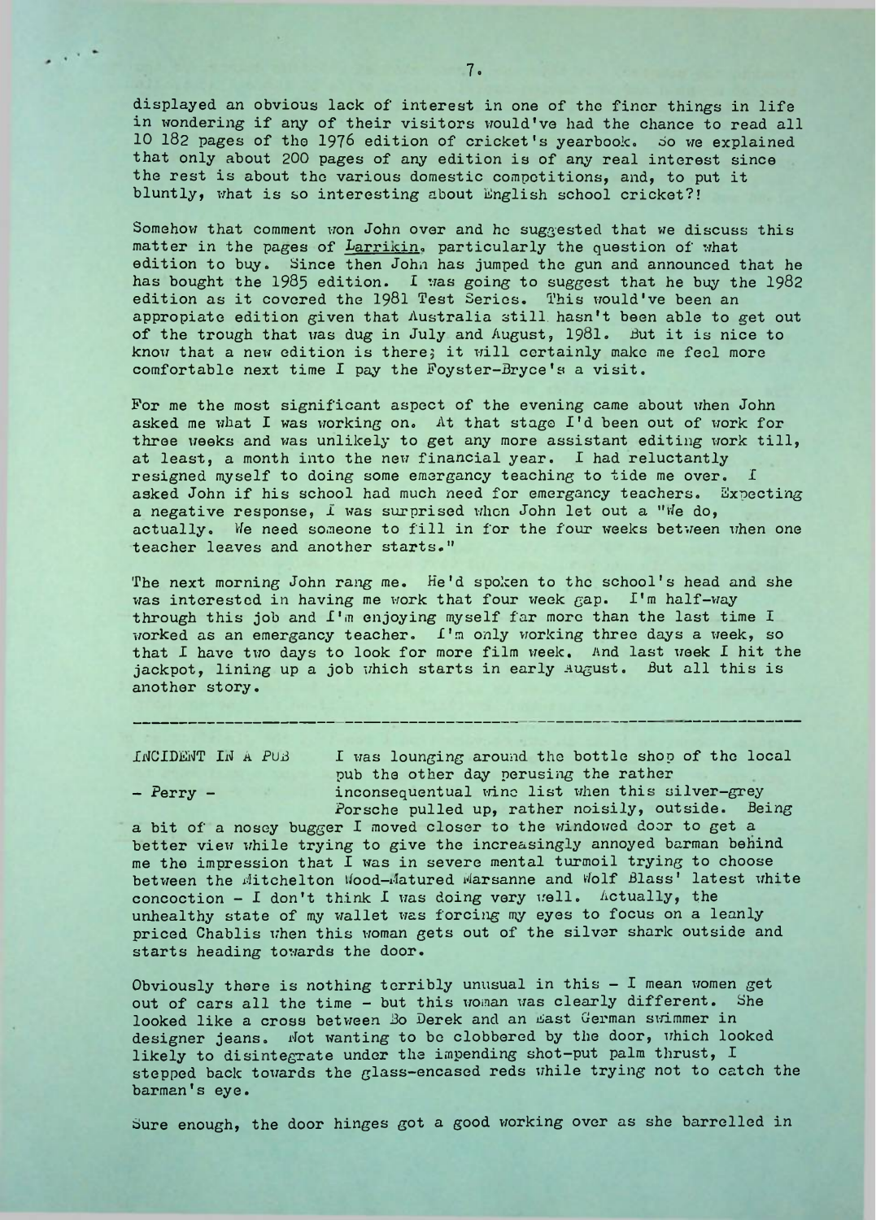displayed an obvious lack of interest in one of the finer things in life in wondering if any of their visitors would've had the chance to read all 10 182 pages of the 1976 edition of cricket's yearbook. So we explained that only about 200 pages of any edition is of any real interest since the rest is about the various domestic competitions, and, to put it bluntly, what is so interesting about English school cricket?!

Somehow that comment won John over and he suggested that we discuss this matter in the pages of <u>Larrikin</u>, particularly the question of what edition to buy. Since then John has jumped the gun and announced that he has bought the 1985 edition. I was going to suggest that he buy the 1982 edition as it covered the 1981 Test Series. This would've been an appropriate edition given that Australia still hasn't been able to get out of the trough that was dug in July and August, 1981. But it is nice to know that a new edition is there; it will certainly make me feel more comfortable next time I pay the Foyster-Bryce's a visit.

For me the most significant aspect of the evening came about when John asked me what I was working on. At that stage I'd been out of work for three weeks and was unlikely to get any more assistant editing work till, at least, a month into the new financial year. I had reluctantly resigned myself to doing some emergancy teaching to tide me over. I asked John if his school had much need for emergancy teachers. Expecting a negative response, I was surprised when John let out a "We do, actually. We need someone to fill in for the four weeks between when one teacher leaves and another starts."

The next morning John rang me. He'd spoken to the school's head and she was interested in having me work that four week gap. I'm half-way through this job and I'm enjoying myself far more than the last time I worked as an emergancy teacher. I'm only working three days a week, so that I have two days to look for more film week. And last week I hit the jackpot, lining up a job which starts in early August. But all this is another story.

---

INCIDENT IN A PUB

– Perry –

I was lounging around the bottle shop of the local pub the other day perusing the rather inconsequential wine list when this silver-grey Porsche pulled up, rather noisily, outside. Being a bit of a nosey bugger I moved closer to the windowed door to get a better view while trying to give the increasingly annoyed barman behind me the impression that I was in severe mental turmoil trying to choose between the Mitchelton Wood-Matured Marsanne and Wolf Blass' latest white concoction – I don't think I was doing very well. Actually, the unhealthy state of my wallet was forcing my eyes to focus on a leanly priced Chablis when this woman gets out of the silver shark outside and starts heading towards the door.

Obviously there is nothing terribly unusual in this – I mean women get out of cars all the time – but this woman was clearly different. She looked like a cross between Bo Derek and an East German swimmer in designer jeans. Not wanting to be clobbered by the door, which looked likely to disintegrate under the impending shot-put palm thrust, I stepped back towards the glass-encased reds while trying not to catch the barman's eye.

Sure enough, the door hinges got a good working over as she barrelled in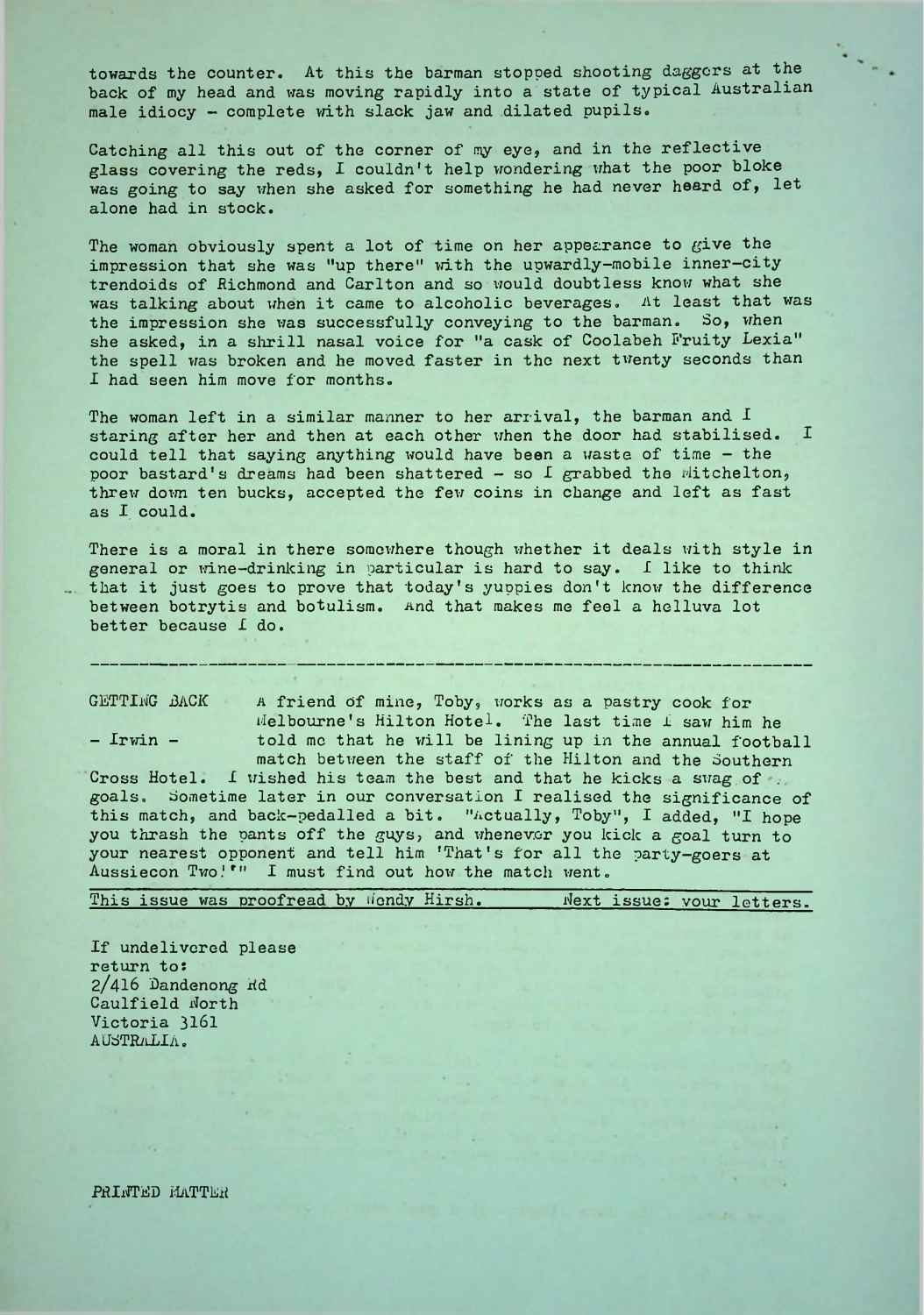towards the counter. At this the barman stopped shooting daggers at the back of my head and was moving rapidly into a state of typical Australian male idiocy - complete with slack jaw and dilated pupils.

Catching all this out of the corner of my eye, and in the reflective glass covering the reds, I couldn't help wondering what the poor bloke was going to say when she asked for something he had never heard of, let alone had in stock.

The woman obviously spent a lot of time on her appearance to give the impression that she was "up there" with the upwardly-mobile inner-city trendoids of Richmond and Carlton and so would doubtless know what she was talking about when it came to alcoholic beverages. At least that was the impression she was successfully conveying to the barman. So, when she asked, in a shrill nasal voice for "a cask of Coolabeh Fruity Lexia" the spell was broken and he moved faster in the next twenty seconds than I had seen him move for months.

The woman left in a similar manner to her arrival, the barman and I staring after her and then at each other when the door had stabilised. I could tell that saying anything would have been a waste of time - the poor bastard's dreams had been shattered - so I grabbed the Mitchelton, threw down ten bucks, accepted the few coins in change and left as fast as I could.

There is a moral in there somewhere though whether it deals with style in general or wine-drinking in particular is hard to say. I like to think that it just goes to prove that today's yuppies don't know the difference between botrytis and botulism. And that makes me feel a helluva lot better because I do.

---

GETTING BACK
- Irwin -

A friend of mine, Toby, works as a pastry cook for Melbourne's Hilton Hotel. The last time I saw him he told me that he will be lining up in the annual football match between the staff of the Hilton and the Southern Cross Hotel. I wished his team the best and that he kicks a swag of goals. Sometime later in our conversation I realised the significance of this match, and back-pedalled a bit. "Actually, Toby", I added, "I hope you thrash the pants off the guys, and whenever you kick a goal turn to your nearest opponent and tell him 'That's for all the party-goers at Aussiecon Two!'" I must find out how the match went.

This issue was proofread by Wendy Hirsh. Next issue: your letters.

If undelivered please return to:
2/416 Dandenong Rd
Caulfield North
Victoria 3161
AUSTRALIA.

PRINTED MATTER